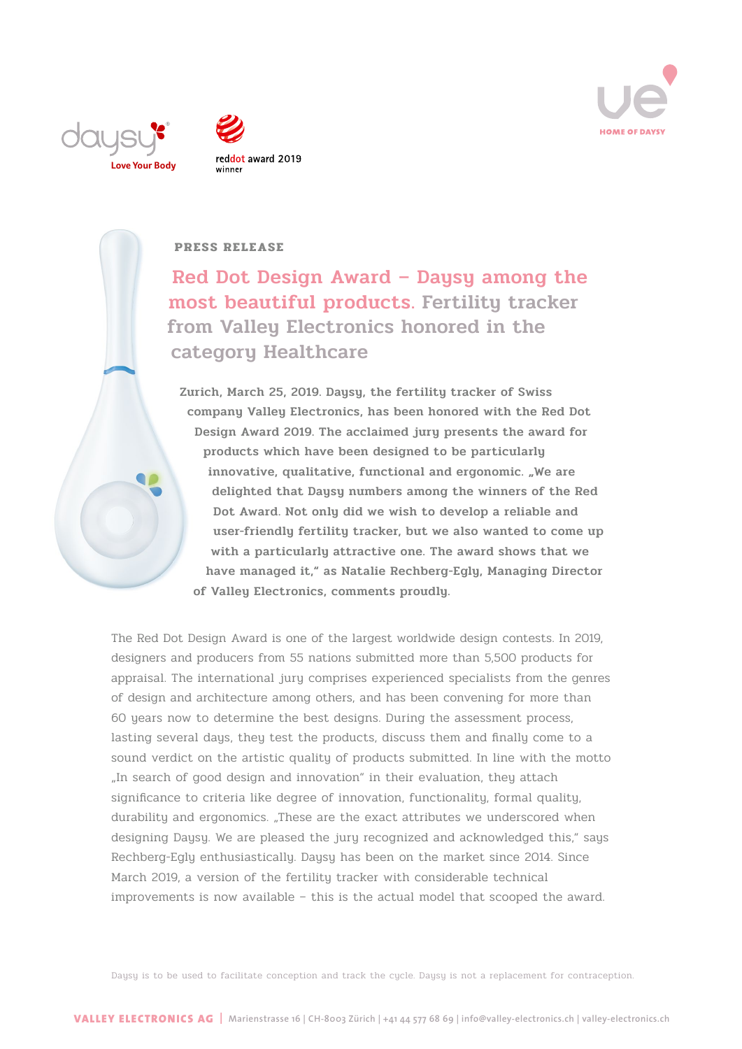daysy Love Your Body

reddot award 2019 winner

HOME OF DAYSY

**PRESS RELEASE**

# Red Dot Design Award – Daysy among the most beautiful products. Fertility tracker from Valley Electronics honored in the category Healthcare

**Zurich, March 25, 2019. Daysy, the fertility tracker of Swiss company Valley Electronics, has been honored with the Red Dot Design Award 2019. The acclaimed jury presents the award for products which have been designed to be particularly innovative, qualitative, functional and ergonomic. „We are delighted that Daysy numbers among the winners of the Red Dot Award. Not only did we wish to develop a reliable and user-friendly fertility tracker, but we also wanted to come up with a particularly attractive one. The award shows that we have managed it," as Natalie Rechberg-Egly, Managing Director of Valley Electronics, comments proudly.**

The Red Dot Design Award is one of the largest worldwide design contests. In 2019, designers and producers from 55 nations submitted more than 5,500 products for appraisal. The international jury comprises experienced specialists from the genres of design and architecture among others, and has been convening for more than 60 years now to determine the best designs. During the assessment process, lasting several days, they test the products, discuss them and finally come to a sound verdict on the artistic quality of products submitted. In line with the motto „In search of good design and innovation" in their evaluation, they attach significance to criteria like degree of innovation, functionality, formal quality, durability and ergonomics. „These are the exact attributes we underscored when designing Daysy. We are pleased the jury recognized and acknowledged this," says Rechberg-Egly enthusiastically. Daysy has been on the market since 2014. Since March 2019, a version of the fertility tracker with considerable technical improvements is now available – this is the actual model that scooped the award.

Daysy is to be used to facilitate conception and track the cycle. Daysy is not a replacement for contraception.

**VALLEY ELECTRONICS AG** | Marienstrasse 16 | CH-8003 Zürich | +41 44 577 68 69 | info@valley-electronics.ch | valley-electronics.ch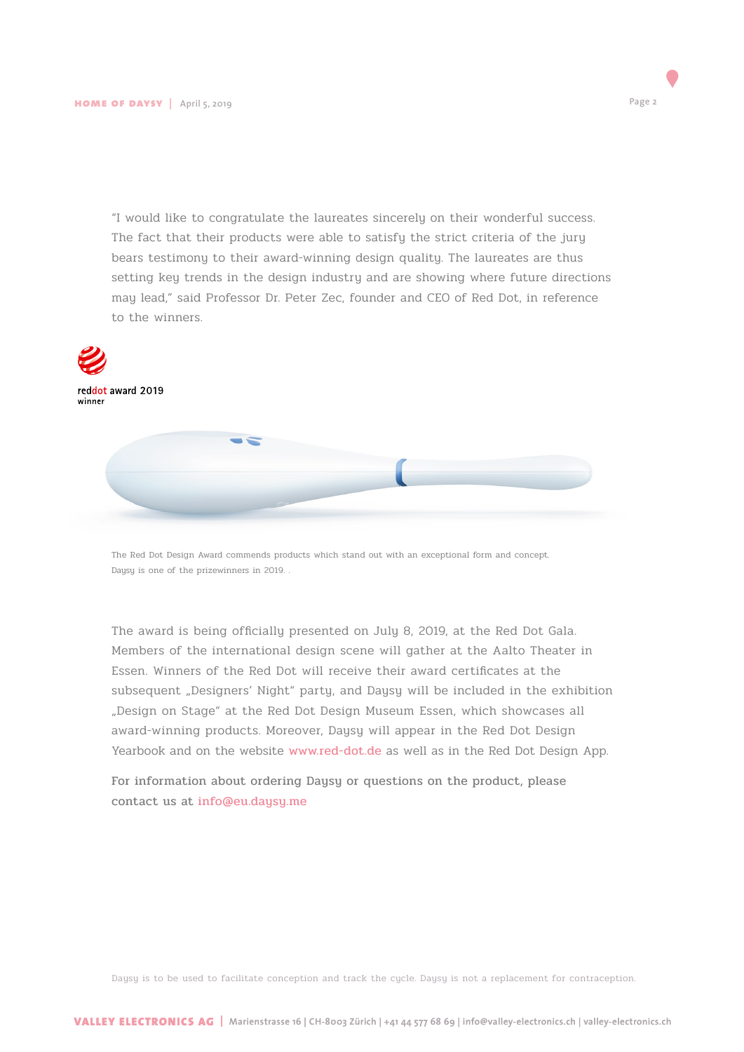"I would like to congratulate the laureates sincerely on their wonderful success. The fact that their products were able to satisfy the strict criteria of the jury bears testimony to their award-winning design quality. The laureates are thus setting key trends in the design industry and are showing where future directions may lead," said Professor Dr. Peter Zec, founder and CEO of Red Dot, in reference to the winners.

reddot award 2019
winner

The Red Dot Design Award commends products which stand out with an exceptional form and concept. Daysy is one of the prizewinners in 2019. .

The award is being officially presented on July 8, 2019, at the Red Dot Gala. Members of the international design scene will gather at the Aalto Theater in Essen. Winners of the Red Dot will receive their award certificates at the subsequent „Designers' Night" party, and Daysy will be included in the exhibition „Design on Stage" at the Red Dot Design Museum Essen, which showcases all award-winning products. Moreover, Daysy will appear in the Red Dot Design Yearbook and on the website www.red-dot.de as well as in the Red Dot Design App.

For information about ordering Daysy or questions on the product, please contact us at info@eu.daysy.me

Daysy is to be used to facilitate conception and track the cycle. Daysy is not a replacement for contraception.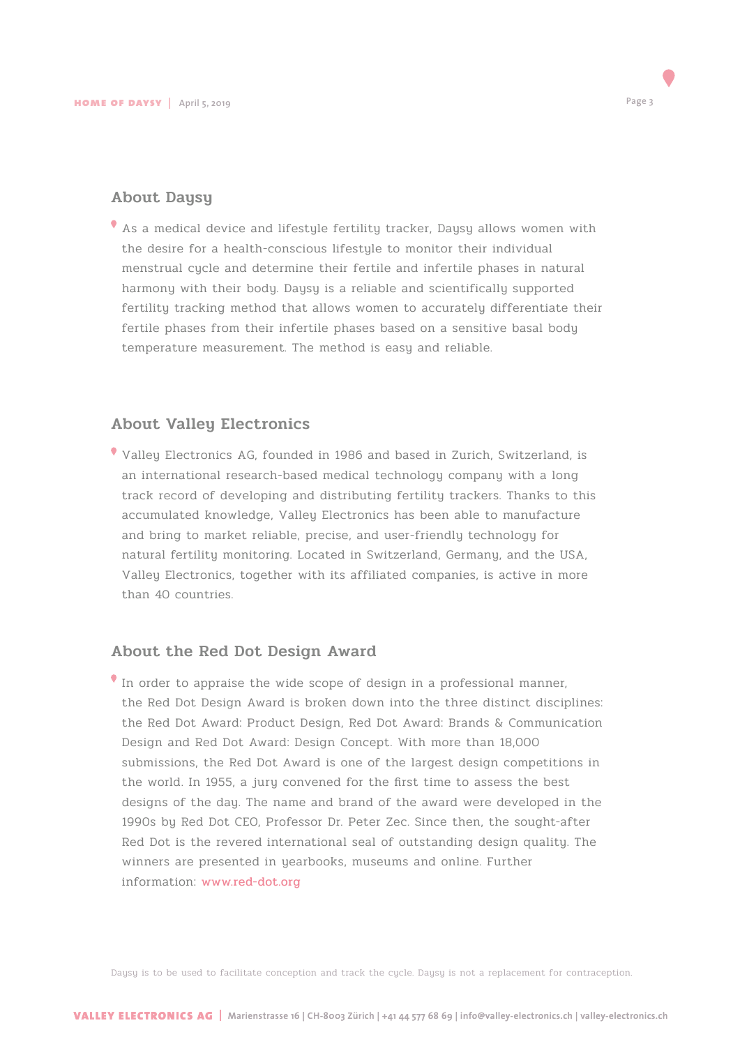## About Daysy

As a medical device and lifestyle fertility tracker, Daysy allows women with the desire for a health-conscious lifestyle to monitor their individual menstrual cycle and determine their fertile and infertile phases in natural harmony with their body. Daysy is a reliable and scientifically supported fertility tracking method that allows women to accurately differentiate their fertile phases from their infertile phases based on a sensitive basal body temperature measurement. The method is easy and reliable.

## About Valley Electronics

Valley Electronics AG, founded in 1986 and based in Zurich, Switzerland, is an international research-based medical technology company with a long track record of developing and distributing fertility trackers. Thanks to this accumulated knowledge, Valley Electronics has been able to manufacture and bring to market reliable, precise, and user-friendly technology for natural fertility monitoring. Located in Switzerland, Germany, and the USA, Valley Electronics, together with its affiliated companies, is active in more than 40 countries.

## About the Red Dot Design Award

In order to appraise the wide scope of design in a professional manner, the Red Dot Design Award is broken down into the three distinct disciplines: the Red Dot Award: Product Design, Red Dot Award: Brands & Communication Design and Red Dot Award: Design Concept. With more than 18,000 submissions, the Red Dot Award is one of the largest design competitions in the world. In 1955, a jury convened for the first time to assess the best designs of the day. The name and brand of the award were developed in the 1990s by Red Dot CEO, Professor Dr. Peter Zec. Since then, the sought-after Red Dot is the revered international seal of outstanding design quality. The winners are presented in yearbooks, museums and online. Further information: www.red-dot.org

Daysy is to be used to facilitate conception and track the cycle. Daysy is not a replacement for contraception.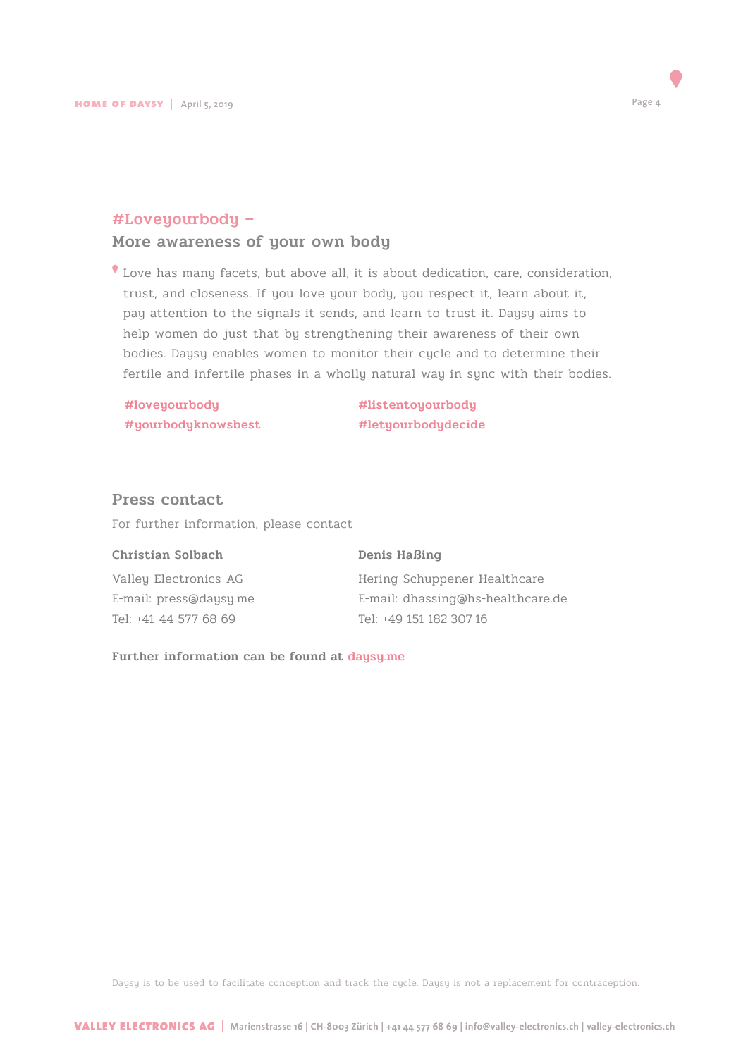## #Loveyourbody –
### More awareness of your own body

Love has many facets, but above all, it is about dedication, care, consideration, trust, and closeness. If you love your body, you respect it, learn about it, pay attention to the signals it sends, and learn to trust it. Daysy aims to help women do just that by strengthening their awareness of their own bodies. Daysy enables women to monitor their cycle and to determine their fertile and infertile phases in a wholly natural way in sync with their bodies.

**#loveyourbody**
**#yourbodyknowsbest**
**#listentoyourbody**
**#letyourbodydecide**

## Press contact

For further information, please contact

**Christian Solbach**

Valley Electronics AG
E-mail: press@daysy.me
Tel: +41 44 577 68 69

**Denis Haßing**

Hering Schuppener Healthcare
E-mail: dhassing@hs-healthcare.de
Tel: +49 151 182 307 16

**Further information can be found at daysy.me**

Daysy is to be used to facilitate conception and track the cycle. Daysy is not a replacement for contraception.